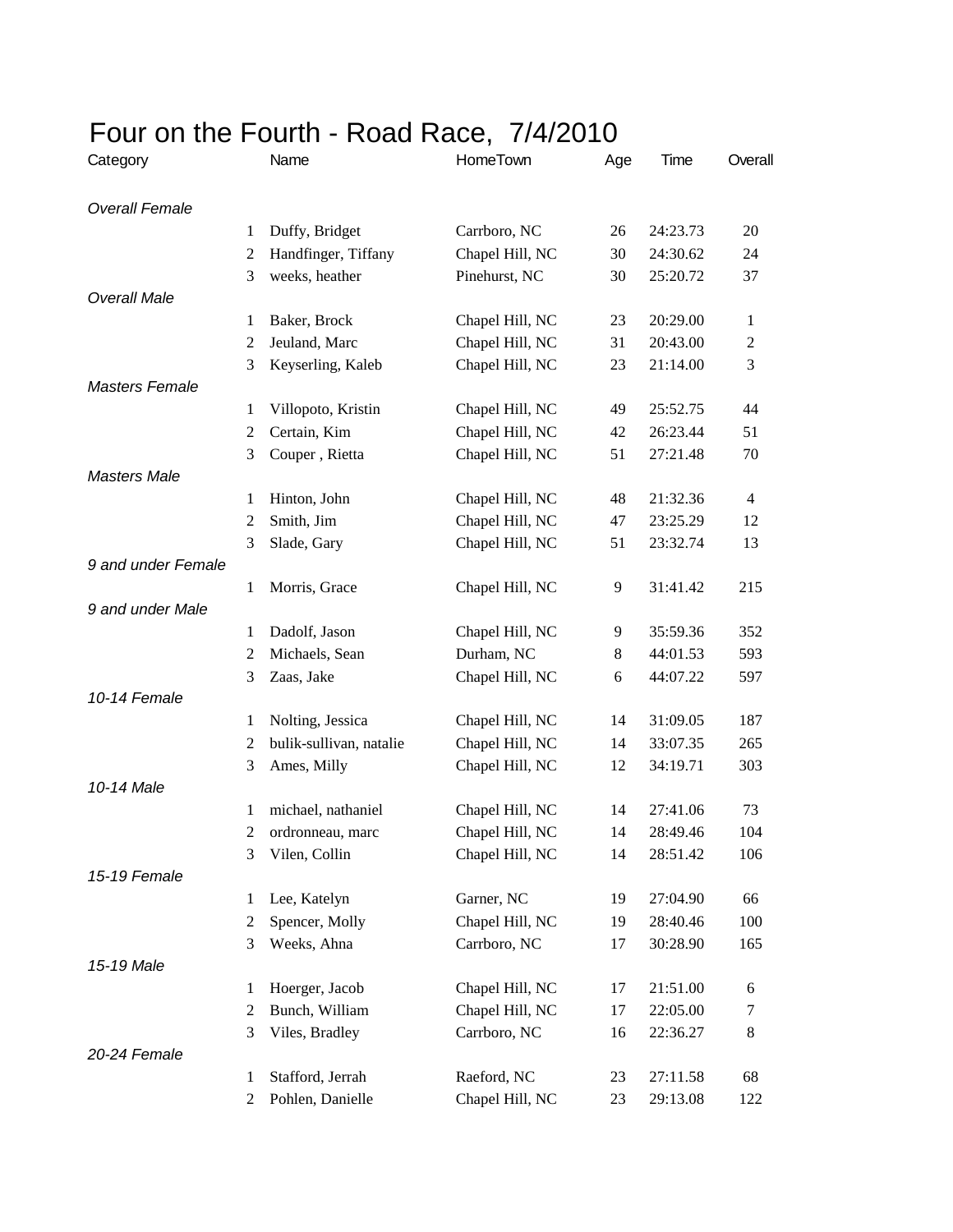# Four on the Fourth - Road Race,  7/4/2010

| Category | | Name | HomeTown | Age | Time | Overall |
|---|---|---|---|---|---|---|
| *Overall Female* | | | | | | |
| | 1 | Duffy, Bridget | Carrboro, NC | 26 | 24:23.73 | 20 |
| | 2 | Handfinger, Tiffany | Chapel Hill, NC | 30 | 24:30.62 | 24 |
| | 3 | weeks, heather | Pinehurst, NC | 30 | 25:20.72 | 37 |
| *Overall Male* | | | | | | |
| | 1 | Baker, Brock | Chapel Hill, NC | 23 | 20:29.00 | 1 |
| | 2 | Jeuland, Marc | Chapel Hill, NC | 31 | 20:43.00 | 2 |
| | 3 | Keyserling, Kaleb | Chapel Hill, NC | 23 | 21:14.00 | 3 |
| *Masters Female* | | | | | | |
| | 1 | Villopoto, Kristin | Chapel Hill, NC | 49 | 25:52.75 | 44 |
| | 2 | Certain, Kim | Chapel Hill, NC | 42 | 26:23.44 | 51 |
| | 3 | Couper , Rietta | Chapel Hill, NC | 51 | 27:21.48 | 70 |
| *Masters Male* | | | | | | |
| | 1 | Hinton, John | Chapel Hill, NC | 48 | 21:32.36 | 4 |
| | 2 | Smith, Jim | Chapel Hill, NC | 47 | 23:25.29 | 12 |
| | 3 | Slade, Gary | Chapel Hill, NC | 51 | 23:32.74 | 13 |
| *9 and under Female* | | | | | | |
| | 1 | Morris, Grace | Chapel Hill, NC | 9 | 31:41.42 | 215 |
| *9 and under Male* | | | | | | |
| | 1 | Dadolf, Jason | Chapel Hill, NC | 9 | 35:59.36 | 352 |
| | 2 | Michaels, Sean | Durham, NC | 8 | 44:01.53 | 593 |
| | 3 | Zaas, Jake | Chapel Hill, NC | 6 | 44:07.22 | 597 |
| *10-14 Female* | | | | | | |
| | 1 | Nolting, Jessica | Chapel Hill, NC | 14 | 31:09.05 | 187 |
| | 2 | bulik-sullivan, natalie | Chapel Hill, NC | 14 | 33:07.35 | 265 |
| | 3 | Ames, Milly | Chapel Hill, NC | 12 | 34:19.71 | 303 |
| *10-14 Male* | | | | | | |
| | 1 | michael, nathaniel | Chapel Hill, NC | 14 | 27:41.06 | 73 |
| | 2 | ordronneau, marc | Chapel Hill, NC | 14 | 28:49.46 | 104 |
| | 3 | Vilen, Collin | Chapel Hill, NC | 14 | 28:51.42 | 106 |
| *15-19 Female* | | | | | | |
| | 1 | Lee, Katelyn | Garner, NC | 19 | 27:04.90 | 66 |
| | 2 | Spencer, Molly | Chapel Hill, NC | 19 | 28:40.46 | 100 |
| | 3 | Weeks, Ahna | Carrboro, NC | 17 | 30:28.90 | 165 |
| *15-19 Male* | | | | | | |
| | 1 | Hoerger, Jacob | Chapel Hill, NC | 17 | 21:51.00 | 6 |
| | 2 | Bunch, William | Chapel Hill, NC | 17 | 22:05.00 | 7 |
| | 3 | Viles, Bradley | Carrboro, NC | 16 | 22:36.27 | 8 |
| *20-24 Female* | | | | | | |
| | 1 | Stafford, Jerrah | Raeford, NC | 23 | 27:11.58 | 68 |
| | 2 | Pohlen, Danielle | Chapel Hill, NC | 23 | 29:13.08 | 122 |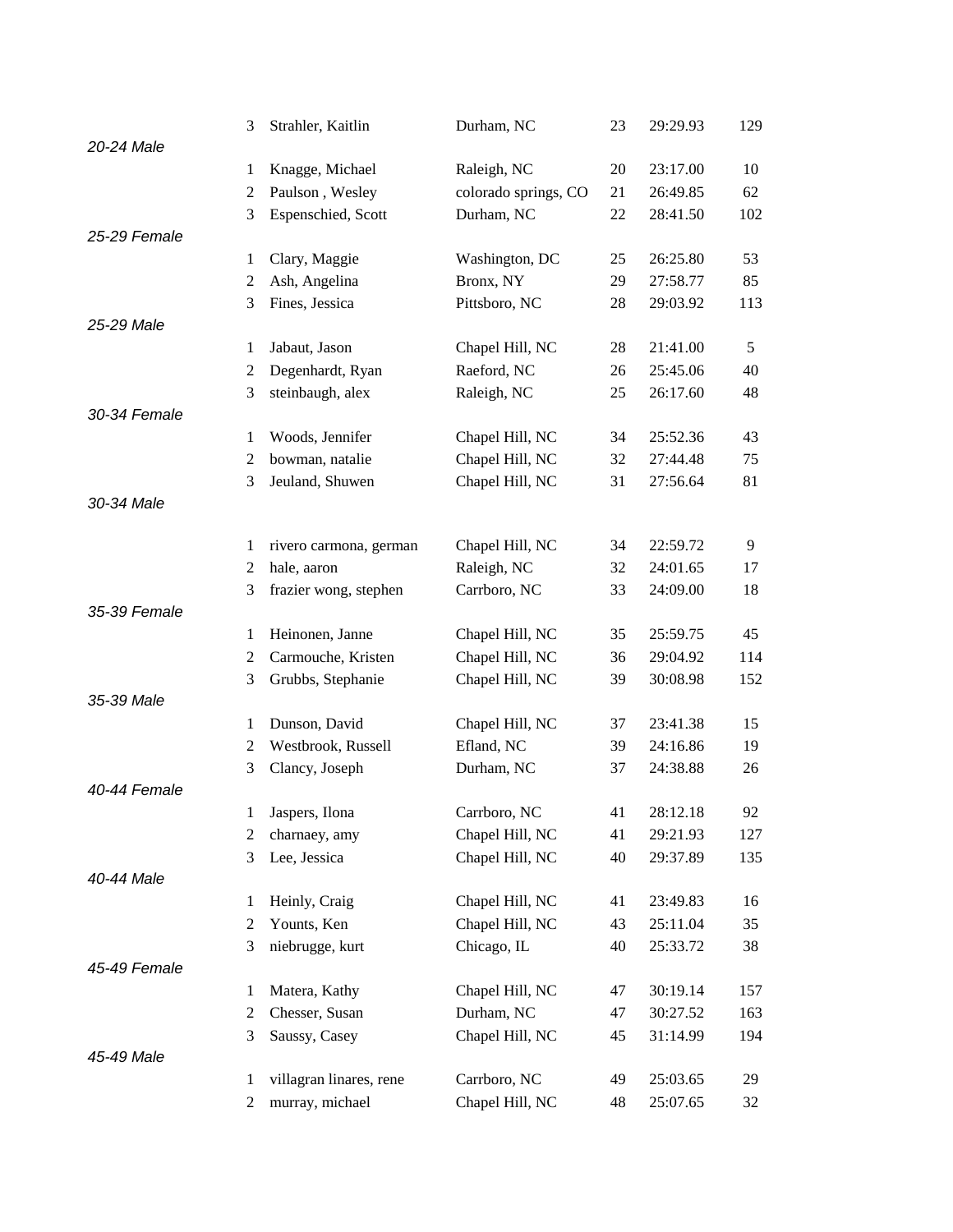| | | | | | |
|---|---|---|---|---|---|
| 3 | Strahler, Kaitlin | Durham, NC | 23 | 29:29.93 | 129 |

*20-24 Male*

| | | | | | |
|---|---|---|---|---|---|
| 1 | Knagge, Michael | Raleigh, NC | 20 | 23:17.00 | 10 |
| 2 | Paulson , Wesley | colorado springs, CO | 21 | 26:49.85 | 62 |
| 3 | Espenschied, Scott | Durham, NC | 22 | 28:41.50 | 102 |

*25-29 Female*

| | | | | | |
|---|---|---|---|---|---|
| 1 | Clary, Maggie | Washington, DC | 25 | 26:25.80 | 53 |
| 2 | Ash, Angelina | Bronx, NY | 29 | 27:58.77 | 85 |
| 3 | Fines, Jessica | Pittsboro, NC | 28 | 29:03.92 | 113 |

*25-29 Male*

| | | | | | |
|---|---|---|---|---|---|
| 1 | Jabaut, Jason | Chapel Hill, NC | 28 | 21:41.00 | 5 |
| 2 | Degenhardt, Ryan | Raeford, NC | 26 | 25:45.06 | 40 |
| 3 | steinbaugh, alex | Raleigh, NC | 25 | 26:17.60 | 48 |

*30-34 Female*

| | | | | | |
|---|---|---|---|---|---|
| 1 | Woods, Jennifer | Chapel Hill, NC | 34 | 25:52.36 | 43 |
| 2 | bowman, natalie | Chapel Hill, NC | 32 | 27:44.48 | 75 |
| 3 | Jeuland, Shuwen | Chapel Hill, NC | 31 | 27:56.64 | 81 |

*30-34 Male*

| | | | | | |
|---|---|---|---|---|---|
| 1 | rivero carmona, german | Chapel Hill, NC | 34 | 22:59.72 | 9 |
| 2 | hale, aaron | Raleigh, NC | 32 | 24:01.65 | 17 |
| 3 | frazier wong, stephen | Carrboro, NC | 33 | 24:09.00 | 18 |

*35-39 Female*

| | | | | | |
|---|---|---|---|---|---|
| 1 | Heinonen, Janne | Chapel Hill, NC | 35 | 25:59.75 | 45 |
| 2 | Carmouche, Kristen | Chapel Hill, NC | 36 | 29:04.92 | 114 |
| 3 | Grubbs, Stephanie | Chapel Hill, NC | 39 | 30:08.98 | 152 |

*35-39 Male*

| | | | | | |
|---|---|---|---|---|---|
| 1 | Dunson, David | Chapel Hill, NC | 37 | 23:41.38 | 15 |
| 2 | Westbrook, Russell | Efland, NC | 39 | 24:16.86 | 19 |
| 3 | Clancy, Joseph | Durham, NC | 37 | 24:38.88 | 26 |

*40-44 Female*

| | | | | | |
|---|---|---|---|---|---|
| 1 | Jaspers, Ilona | Carrboro, NC | 41 | 28:12.18 | 92 |
| 2 | charnaey, amy | Chapel Hill, NC | 41 | 29:21.93 | 127 |
| 3 | Lee, Jessica | Chapel Hill, NC | 40 | 29:37.89 | 135 |

*40-44 Male*

| | | | | | |
|---|---|---|---|---|---|
| 1 | Heinly, Craig | Chapel Hill, NC | 41 | 23:49.83 | 16 |
| 2 | Younts, Ken | Chapel Hill, NC | 43 | 25:11.04 | 35 |
| 3 | niebrugge, kurt | Chicago, IL | 40 | 25:33.72 | 38 |

*45-49 Female*

| | | | | | |
|---|---|---|---|---|---|
| 1 | Matera, Kathy | Chapel Hill, NC | 47 | 30:19.14 | 157 |
| 2 | Chesser, Susan | Durham, NC | 47 | 30:27.52 | 163 |
| 3 | Saussy, Casey | Chapel Hill, NC | 45 | 31:14.99 | 194 |

*45-49 Male*

| | | | | | |
|---|---|---|---|---|---|
| 1 | villagran linares, rene | Carrboro, NC | 49 | 25:03.65 | 29 |
| 2 | murray, michael | Chapel Hill, NC | 48 | 25:07.65 | 32 |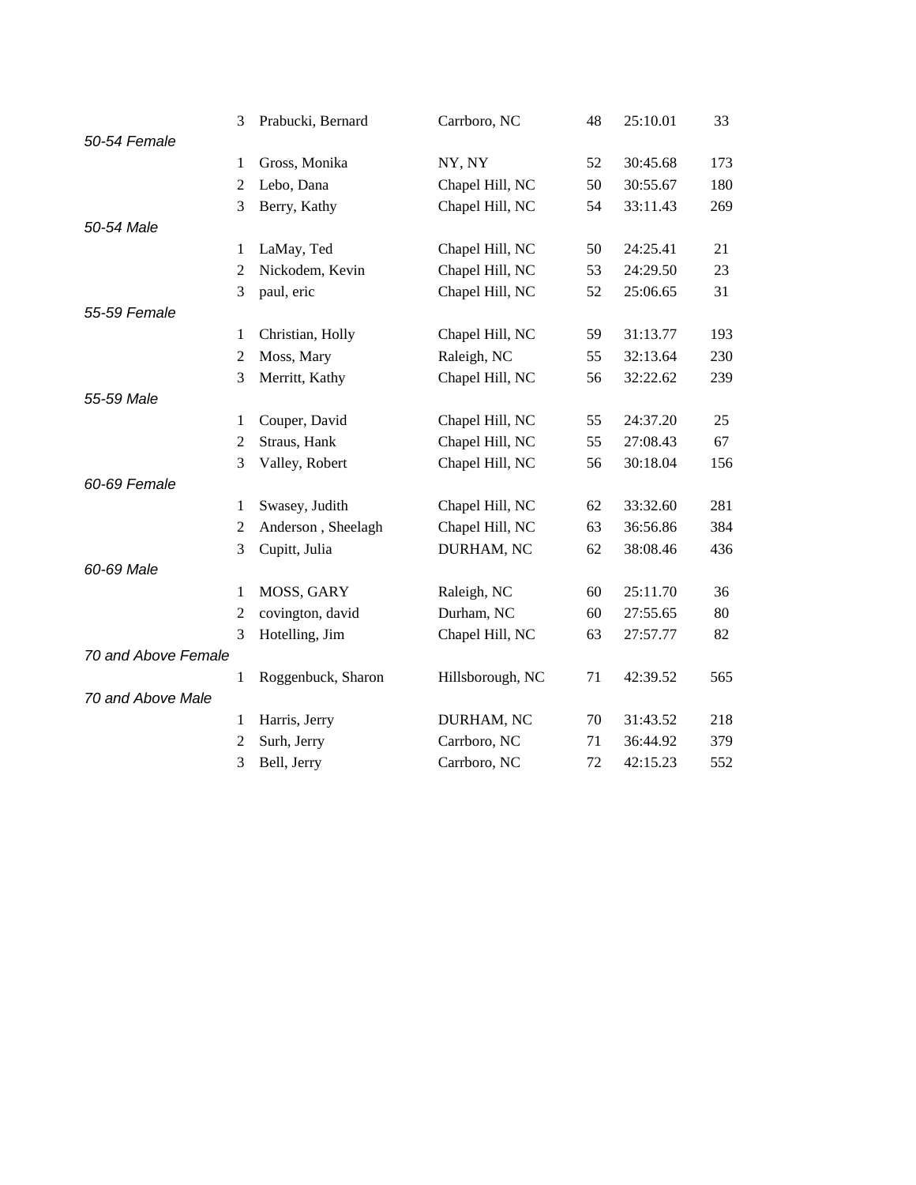| | | | | | | |
|---|---|---|---|---|---|---|
| | 3 | Prabucki, Bernard | Carrboro, NC | 48 | 25:10.01 | 33 |
| *50-54 Female* | | | | | | |
| | 1 | Gross, Monika | NY, NY | 52 | 30:45.68 | 173 |
| | 2 | Lebo, Dana | Chapel Hill, NC | 50 | 30:55.67 | 180 |
| | 3 | Berry, Kathy | Chapel Hill, NC | 54 | 33:11.43 | 269 |
| *50-54 Male* | | | | | | |
| | 1 | LaMay, Ted | Chapel Hill, NC | 50 | 24:25.41 | 21 |
| | 2 | Nickodem, Kevin | Chapel Hill, NC | 53 | 24:29.50 | 23 |
| | 3 | paul, eric | Chapel Hill, NC | 52 | 25:06.65 | 31 |
| *55-59 Female* | | | | | | |
| | 1 | Christian, Holly | Chapel Hill, NC | 59 | 31:13.77 | 193 |
| | 2 | Moss, Mary | Raleigh, NC | 55 | 32:13.64 | 230 |
| | 3 | Merritt, Kathy | Chapel Hill, NC | 56 | 32:22.62 | 239 |
| *55-59 Male* | | | | | | |
| | 1 | Couper, David | Chapel Hill, NC | 55 | 24:37.20 | 25 |
| | 2 | Straus, Hank | Chapel Hill, NC | 55 | 27:08.43 | 67 |
| | 3 | Valley, Robert | Chapel Hill, NC | 56 | 30:18.04 | 156 |
| *60-69 Female* | | | | | | |
| | 1 | Swasey, Judith | Chapel Hill, NC | 62 | 33:32.60 | 281 |
| | 2 | Anderson , Sheelagh | Chapel Hill, NC | 63 | 36:56.86 | 384 |
| | 3 | Cupitt, Julia | DURHAM, NC | 62 | 38:08.46 | 436 |
| *60-69 Male* | | | | | | |
| | 1 | MOSS, GARY | Raleigh, NC | 60 | 25:11.70 | 36 |
| | 2 | covington, david | Durham, NC | 60 | 27:55.65 | 80 |
| | 3 | Hotelling, Jim | Chapel Hill, NC | 63 | 27:57.77 | 82 |
| *70 and Above Female* | | | | | | |
| | 1 | Roggenbuck, Sharon | Hillsborough, NC | 71 | 42:39.52 | 565 |
| *70 and Above Male* | | | | | | |
| | 1 | Harris, Jerry | DURHAM, NC | 70 | 31:43.52 | 218 |
| | 2 | Surh, Jerry | Carrboro, NC | 71 | 36:44.92 | 379 |
| | 3 | Bell, Jerry | Carrboro, NC | 72 | 42:15.23 | 552 |